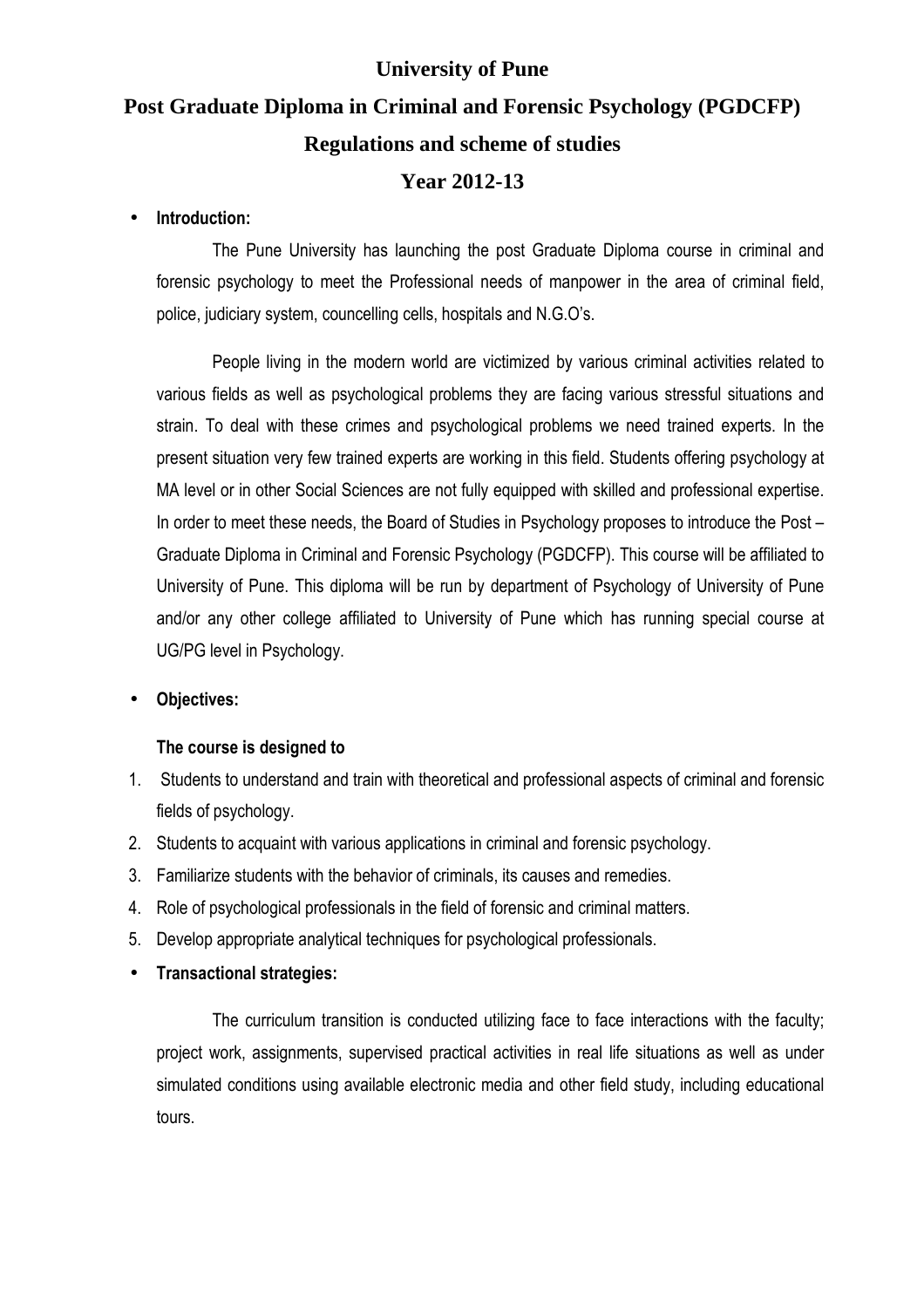# University of Pune

## Post Graduate Diploma in Criminal and Forensic Psychology (PGDCFP)

## Regulations and scheme of studies

## Year 2012-13

- **Introduction:**

  The Pune University has launching the post Graduate Diploma course in criminal and forensic psychology to meet the Professional needs of manpower in the area of criminal field, police, judiciary system, councelling cells, hospitals and N.G.O's.

  People living in the modern world are victimized by various criminal activities related to various fields as well as psychological problems they are facing various stressful situations and strain. To deal with these crimes and psychological problems we need trained experts. In the present situation very few trained experts are working in this field. Students offering psychology at MA level or in other Social Sciences are not fully equipped with skilled and professional expertise. In order to meet these needs, the Board of Studies in Psychology proposes to introduce the Post – Graduate Diploma in Criminal and Forensic Psychology (PGDCFP). This course will be affiliated to University of Pune. This diploma will be run by department of Psychology of University of Pune and/or any other college affiliated to University of Pune which has running special course at UG/PG level in Psychology.

- **Objectives:**

  **The course is designed to**

1. Students to understand and train with theoretical and professional aspects of criminal and forensic fields of psychology.
2. Students to acquaint with various applications in criminal and forensic psychology.
3. Familiarize students with the behavior of criminals, its causes and remedies.
4. Role of psychological professionals in the field of forensic and criminal matters.
5. Develop appropriate analytical techniques for psychological professionals.

- **Transactional strategies:**

  The curriculum transition is conducted utilizing face to face interactions with the faculty; project work, assignments, supervised practical activities in real life situations as well as under simulated conditions using available electronic media and other field study, including educational tours.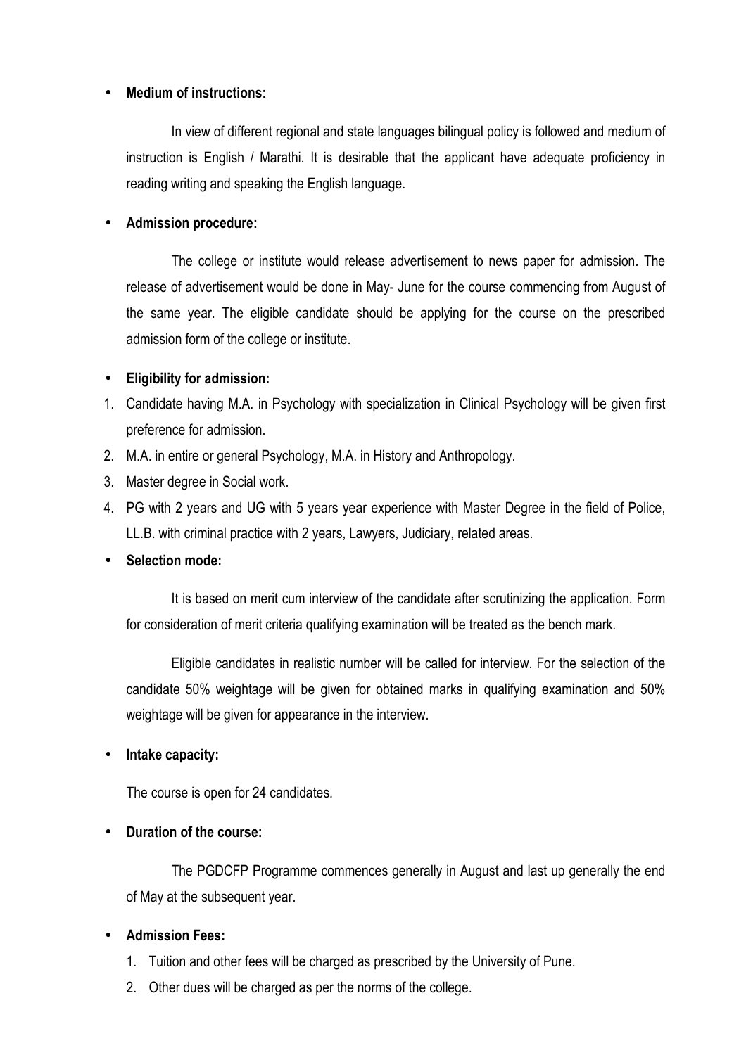- **Medium of instructions:**

  In view of different regional and state languages bilingual policy is followed and medium of instruction is English / Marathi. It is desirable that the applicant have adequate proficiency in reading writing and speaking the English language.

- **Admission procedure:**

  The college or institute would release advertisement to news paper for admission. The release of advertisement would be done in May- June for the course commencing from August of the same year. The eligible candidate should be applying for the course on the prescribed admission form of the college or institute.

- **Eligibility for admission:**

1. Candidate having M.A. in Psychology with specialization in Clinical Psychology will be given first preference for admission.
2. M.A. in entire or general Psychology, M.A. in History and Anthropology.
3. Master degree in Social work.
4. PG with 2 years and UG with 5 years year experience with Master Degree in the field of Police, LL.B. with criminal practice with 2 years, Lawyers, Judiciary, related areas.

- **Selection mode:**

  It is based on merit cum interview of the candidate after scrutinizing the application. Form for consideration of merit criteria qualifying examination will be treated as the bench mark.

  Eligible candidates in realistic number will be called for interview. For the selection of the candidate 50% weightage will be given for obtained marks in qualifying examination and 50% weightage will be given for appearance in the interview.

- **Intake capacity:**

  The course is open for 24 candidates.

- **Duration of the course:**

  The PGDCFP Programme commences generally in August and last up generally the end of May at the subsequent year.

- **Admission Fees:**

  1. Tuition and other fees will be charged as prescribed by the University of Pune.
  2. Other dues will be charged as per the norms of the college.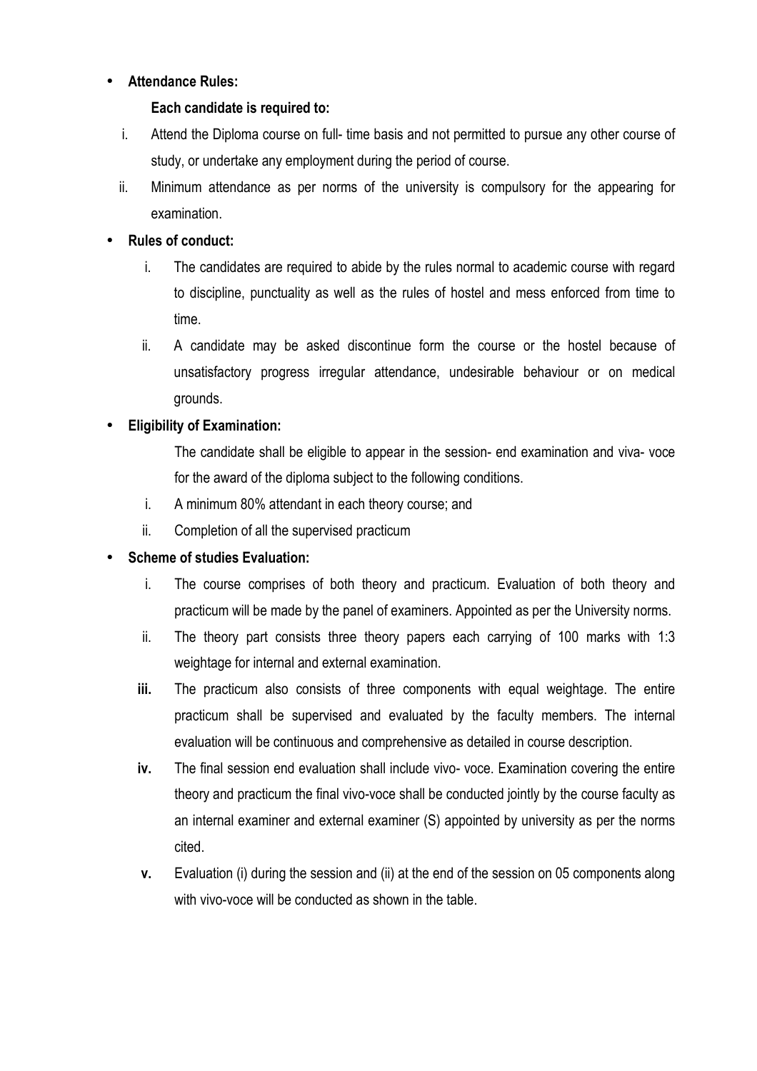- **Attendance Rules:**

  **Each candidate is required to:**

  i. Attend the Diploma course on full- time basis and not permitted to pursue any other course of study, or undertake any employment during the period of course.

  ii. Minimum attendance as per norms of the university is compulsory for the appearing for examination.

- **Rules of conduct:**

  i. The candidates are required to abide by the rules normal to academic course with regard to discipline, punctuality as well as the rules of hostel and mess enforced from time to time.

  ii. A candidate may be asked discontinue form the course or the hostel because of unsatisfactory progress irregular attendance, undesirable behaviour or on medical grounds.

- **Eligibility of Examination:**

  The candidate shall be eligible to appear in the session- end examination and viva- voce for the award of the diploma subject to the following conditions.

  i. A minimum 80% attendant in each theory course; and

  ii. Completion of all the supervised practicum

- **Scheme of studies Evaluation:**

  i. The course comprises of both theory and practicum. Evaluation of both theory and practicum will be made by the panel of examiners. Appointed as per the University norms.

  ii. The theory part consists three theory papers each carrying of 100 marks with 1:3 weightage for internal and external examination.

  **iii.** The practicum also consists of three components with equal weightage. The entire practicum shall be supervised and evaluated by the faculty members. The internal evaluation will be continuous and comprehensive as detailed in course description.

  **iv.** The final session end evaluation shall include vivo- voce. Examination covering the entire theory and practicum the final vivo-voce shall be conducted jointly by the course faculty as an internal examiner and external examiner (S) appointed by university as per the norms cited.

  **v.** Evaluation (i) during the session and (ii) at the end of the session on 05 components along with vivo-voce will be conducted as shown in the table.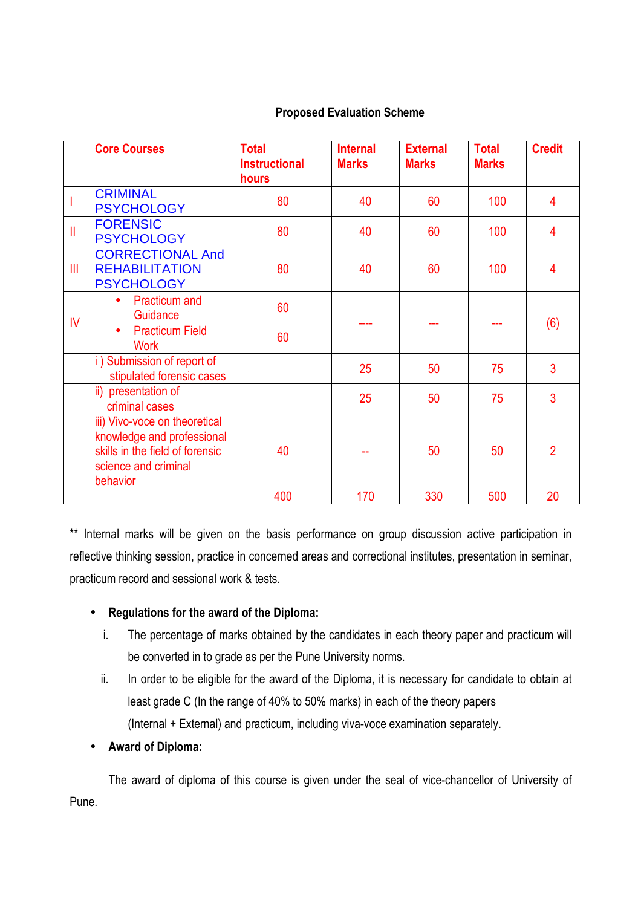**Proposed Evaluation Scheme**

| | Core Courses | Total Instructional hours | Internal Marks | External Marks | Total Marks | Credit |
|---|---|---|---|---|---|---|
| I | CRIMINAL PSYCHOLOGY | 80 | 40 | 60 | 100 | 4 |
| II | FORENSIC PSYCHOLOGY | 80 | 40 | 60 | 100 | 4 |
| III | CORRECTIONAL And REHABILITATION PSYCHOLOGY | 80 | 40 | 60 | 100 | 4 |
| IV | • Practicum and Guidance<br>• Practicum Field Work | 60<br>60 | ---- | --- | --- | (6) |
| | i ) Submission of report of stipulated forensic cases | | 25 | 50 | 75 | 3 |
| | ii) presentation of criminal cases | | 25 | 50 | 75 | 3 |
| | iii) Vivo-voce on theoretical knowledge and professional skills in the field of forensic science and criminal behavior | 40 | -- | 50 | 50 | 2 |
| | | 400 | 170 | 330 | 500 | 20 |

** Internal marks will be given on the basis performance on group discussion active participation in reflective thinking session, practice in concerned areas and correctional institutes, presentation in seminar, practicum record and sessional work & tests.

- **Regulations for the award of the Diploma:**
  1. The percentage of marks obtained by the candidates in each theory paper and practicum will be converted in to grade as per the Pune University norms.
  2. In order to be eligible for the award of the Diploma, it is necessary for candidate to obtain at least grade C (In the range of 40% to 50% marks) in each of the theory papers (Internal + External) and practicum, including viva-voce examination separately.
- **Award of Diploma:**

The award of diploma of this course is given under the seal of vice-chancellor of University of Pune.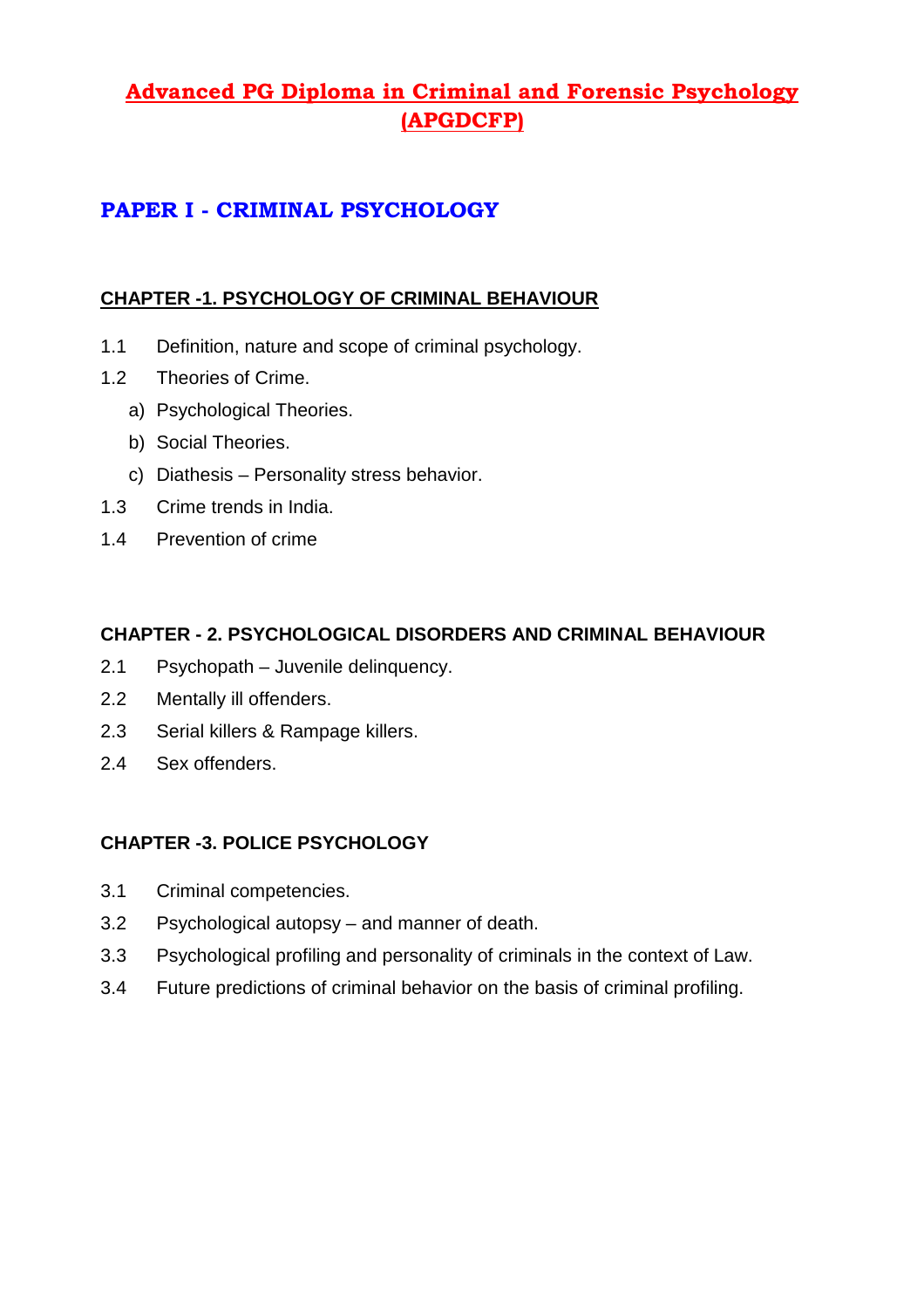# Advanced PG Diploma in Criminal and Forensic Psychology (APGDCFP)

## PAPER I - CRIMINAL PSYCHOLOGY

### CHAPTER -1. PSYCHOLOGY OF CRIMINAL BEHAVIOUR

1.1 Definition, nature and scope of criminal psychology.

1.2 Theories of Crime.

   a) Psychological Theories.

   b) Social Theories.

   c) Diathesis – Personality stress behavior.

1.3 Crime trends in India.

1.4 Prevention of crime

### CHAPTER - 2. PSYCHOLOGICAL DISORDERS AND CRIMINAL BEHAVIOUR

2.1 Psychopath – Juvenile delinquency.

2.2 Mentally ill offenders.

2.3 Serial killers & Rampage killers.

2.4 Sex offenders.

### CHAPTER -3. POLICE PSYCHOLOGY

3.1 Criminal competencies.

3.2 Psychological autopsy – and manner of death.

3.3 Psychological profiling and personality of criminals in the context of Law.

3.4 Future predictions of criminal behavior on the basis of criminal profiling.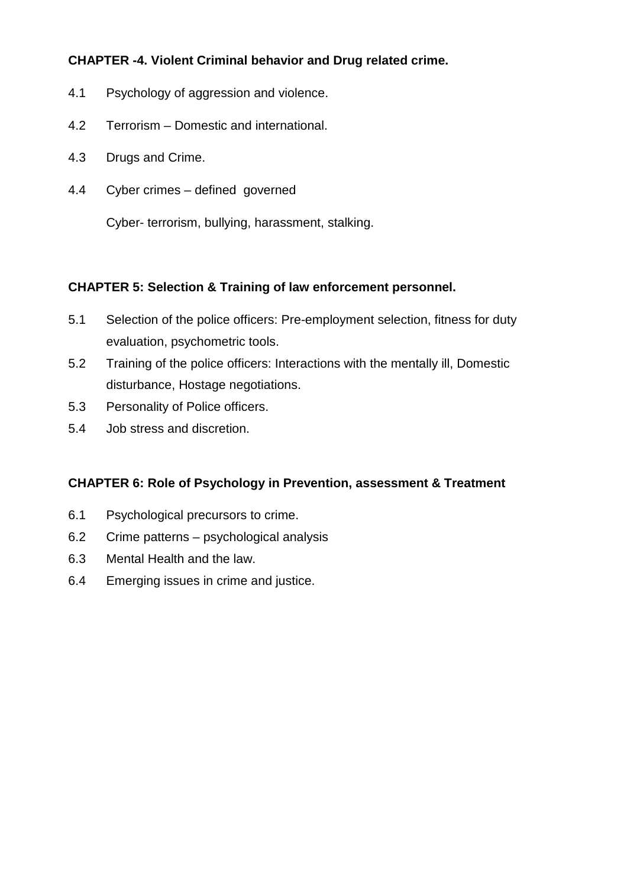**CHAPTER -4. Violent Criminal behavior and Drug related crime.**

4.1 Psychology of aggression and violence.

4.2 Terrorism – Domestic and international.

4.3 Drugs and Crime.

4.4 Cyber crimes – defined governed

Cyber- terrorism, bullying, harassment, stalking.

**CHAPTER 5: Selection & Training of law enforcement personnel.**

5.1 Selection of the police officers: Pre-employment selection, fitness for duty evaluation, psychometric tools.

5.2 Training of the police officers: Interactions with the mentally ill, Domestic disturbance, Hostage negotiations.

5.3 Personality of Police officers.

5.4 Job stress and discretion.

**CHAPTER 6: Role of Psychology in Prevention, assessment & Treatment**

6.1 Psychological precursors to crime.

6.2 Crime patterns – psychological analysis

6.3 Mental Health and the law.

6.4 Emerging issues in crime and justice.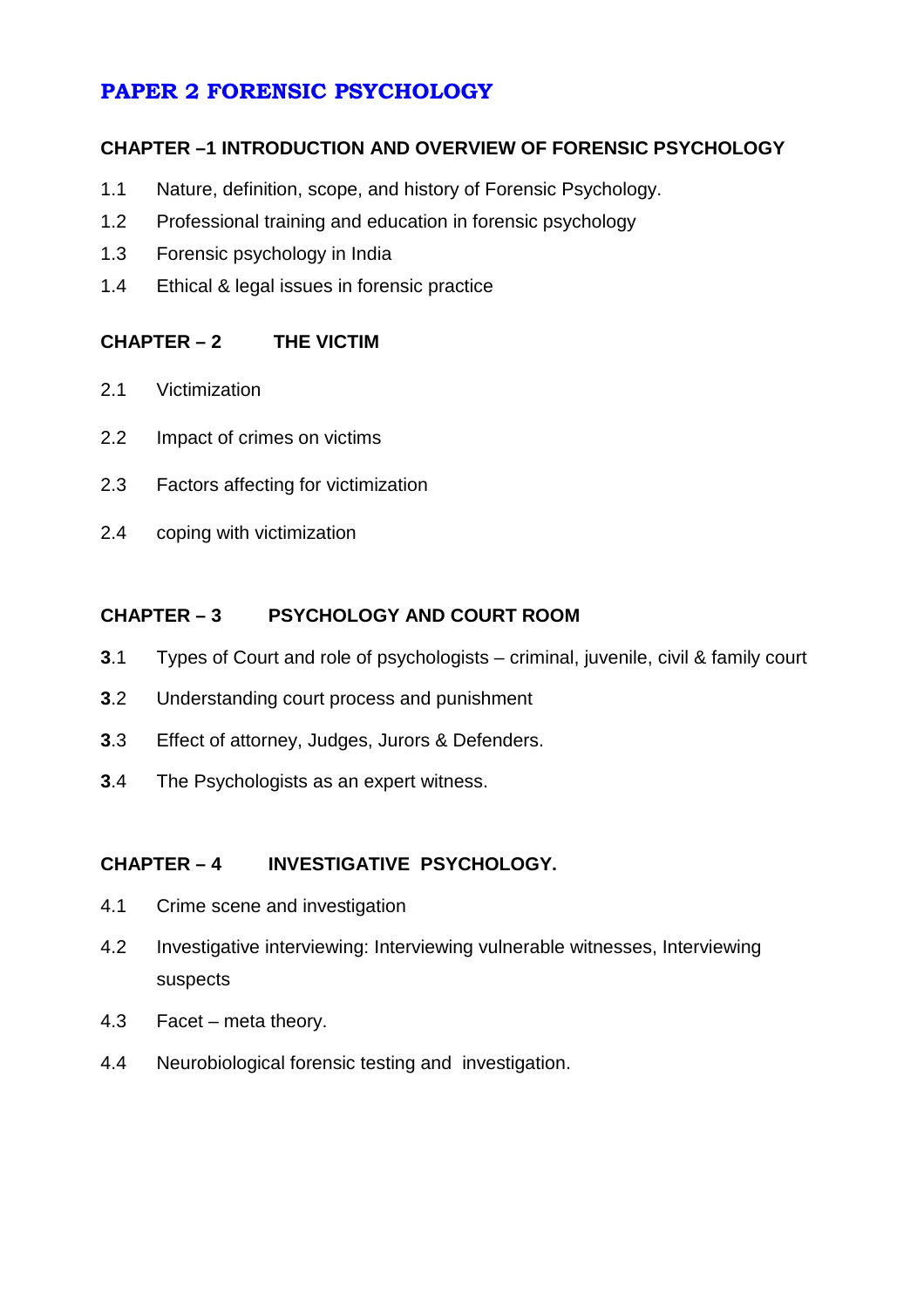# PAPER 2 FORENSIC PSYCHOLOGY

## CHAPTER –1 INTRODUCTION AND OVERVIEW OF FORENSIC PSYCHOLOGY

1.1 Nature, definition, scope, and history of Forensic Psychology.

1.2 Professional training and education in forensic psychology

1.3 Forensic psychology in India

1.4 Ethical & legal issues in forensic practice

## CHAPTER – 2 THE VICTIM

2.1 Victimization

2.2 Impact of crimes on victims

2.3 Factors affecting for victimization

2.4 coping with victimization

## CHAPTER – 3 PSYCHOLOGY AND COURT ROOM

**3**.1 Types of Court and role of psychologists – criminal, juvenile, civil & family court

**3**.2 Understanding court process and punishment

**3**.3 Effect of attorney, Judges, Jurors & Defenders.

**3**.4 The Psychologists as an expert witness.

## CHAPTER – 4 INVESTIGATIVE PSYCHOLOGY.

4.1 Crime scene and investigation

4.2 Investigative interviewing: Interviewing vulnerable witnesses, Interviewing suspects

4.3 Facet – meta theory.

4.4 Neurobiological forensic testing and investigation.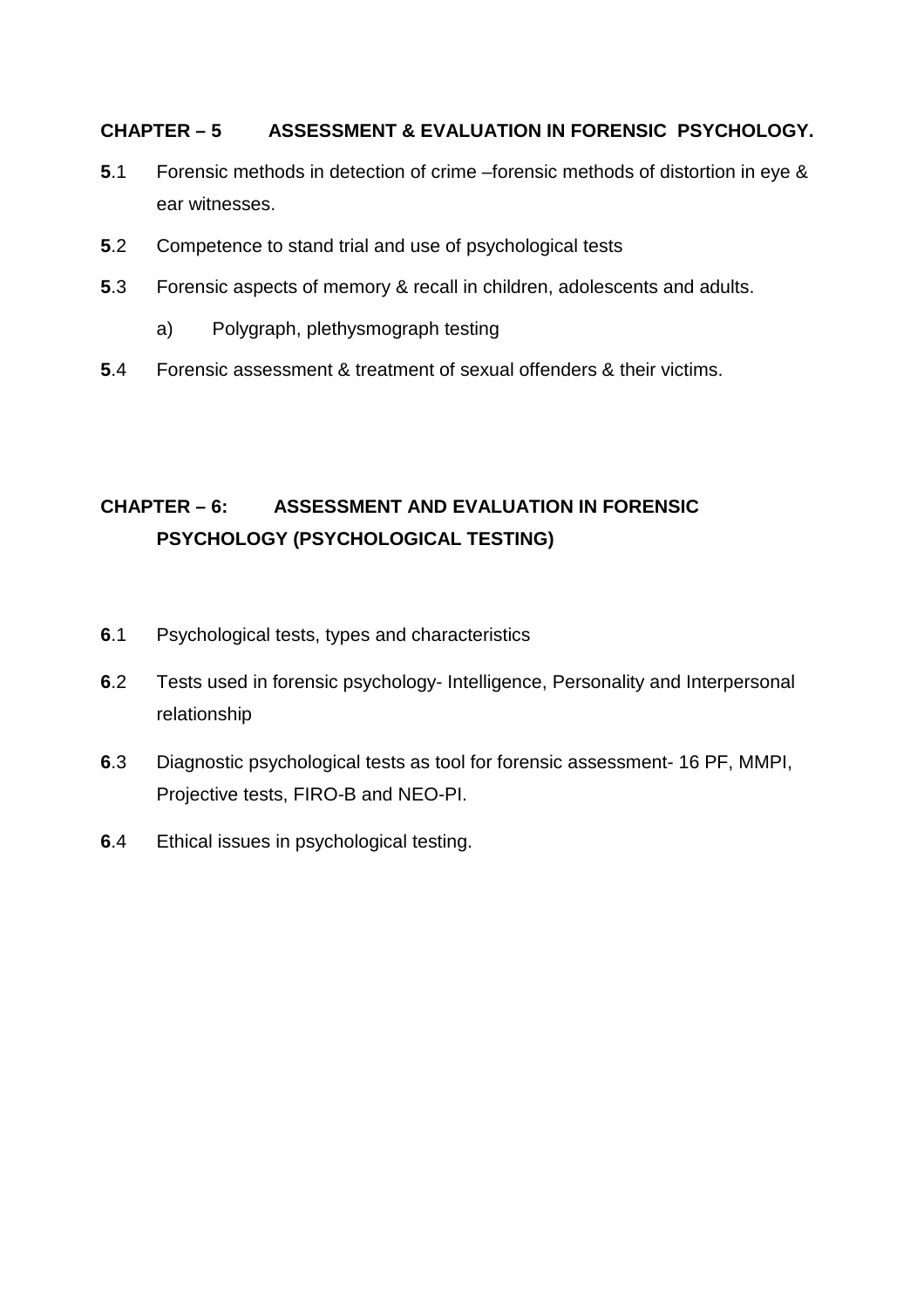## CHAPTER – 5 ASSESSMENT & EVALUATION IN FORENSIC PSYCHOLOGY.

**5**.1 Forensic methods in detection of crime –forensic methods of distortion in eye & ear witnesses.

**5**.2 Competence to stand trial and use of psychological tests

**5**.3 Forensic aspects of memory & recall in children, adolescents and adults.

a) Polygraph, plethysmograph testing

**5**.4 Forensic assessment & treatment of sexual offenders & their victims.

## CHAPTER – 6: ASSESSMENT AND EVALUATION IN FORENSIC PSYCHOLOGY (PSYCHOLOGICAL TESTING)

**6**.1 Psychological tests, types and characteristics

**6**.2 Tests used in forensic psychology- Intelligence, Personality and Interpersonal relationship

**6**.3 Diagnostic psychological tests as tool for forensic assessment- 16 PF, MMPI, Projective tests, FIRO-B and NEO-PI.

**6**.4 Ethical issues in psychological testing.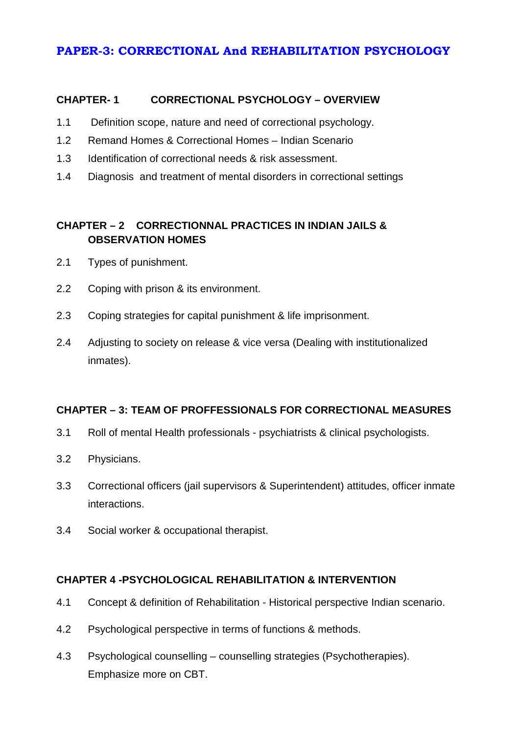## PAPER-3: CORRECTIONAL And REHABILITATION PSYCHOLOGY

### CHAPTER- 1 CORRECTIONAL PSYCHOLOGY – OVERVIEW

1.1 Definition scope, nature and need of correctional psychology.

1.2 Remand Homes & Correctional Homes – Indian Scenario

1.3 Identification of correctional needs & risk assessment.

1.4 Diagnosis and treatment of mental disorders in correctional settings

### CHAPTER – 2 CORRECTIONNAL PRACTICES IN INDIAN JAILS & OBSERVATION HOMES

2.1 Types of punishment.

2.2 Coping with prison & its environment.

2.3 Coping strategies for capital punishment & life imprisonment.

2.4 Adjusting to society on release & vice versa (Dealing with institutionalized inmates).

### CHAPTER – 3: TEAM OF PROFFESSIONALS FOR CORRECTIONAL MEASURES

3.1 Roll of mental Health professionals - psychiatrists & clinical psychologists.

3.2 Physicians.

3.3 Correctional officers (jail supervisors & Superintendent) attitudes, officer inmate interactions.

3.4 Social worker & occupational therapist.

### CHAPTER 4 -PSYCHOLOGICAL REHABILITATION & INTERVENTION

4.1 Concept & definition of Rehabilitation - Historical perspective Indian scenario.

4.2 Psychological perspective in terms of functions & methods.

4.3 Psychological counselling – counselling strategies (Psychotherapies). Emphasize more on CBT.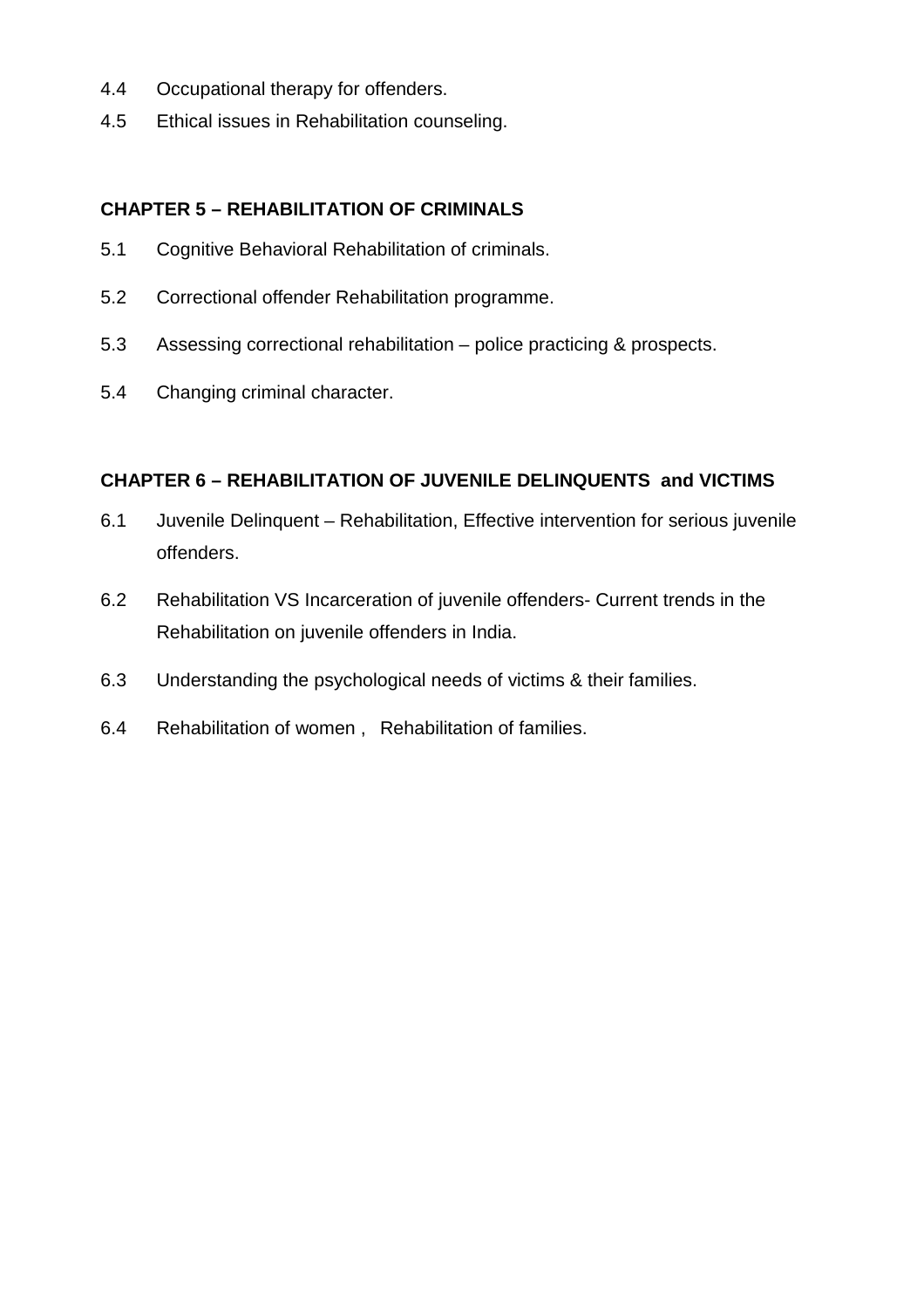4.4 Occupational therapy for offenders.

4.5 Ethical issues in Rehabilitation counseling.

**CHAPTER 5 – REHABILITATION OF CRIMINALS**

5.1 Cognitive Behavioral Rehabilitation of criminals.

5.2 Correctional offender Rehabilitation programme.

5.3 Assessing correctional rehabilitation – police practicing & prospects.

5.4 Changing criminal character.

**CHAPTER 6 – REHABILITATION OF JUVENILE DELINQUENTS and VICTIMS**

6.1 Juvenile Delinquent – Rehabilitation, Effective intervention for serious juvenile offenders.

6.2 Rehabilitation VS Incarceration of juvenile offenders- Current trends in the Rehabilitation on juvenile offenders in India.

6.3 Understanding the psychological needs of victims & their families.

6.4 Rehabilitation of women , Rehabilitation of families.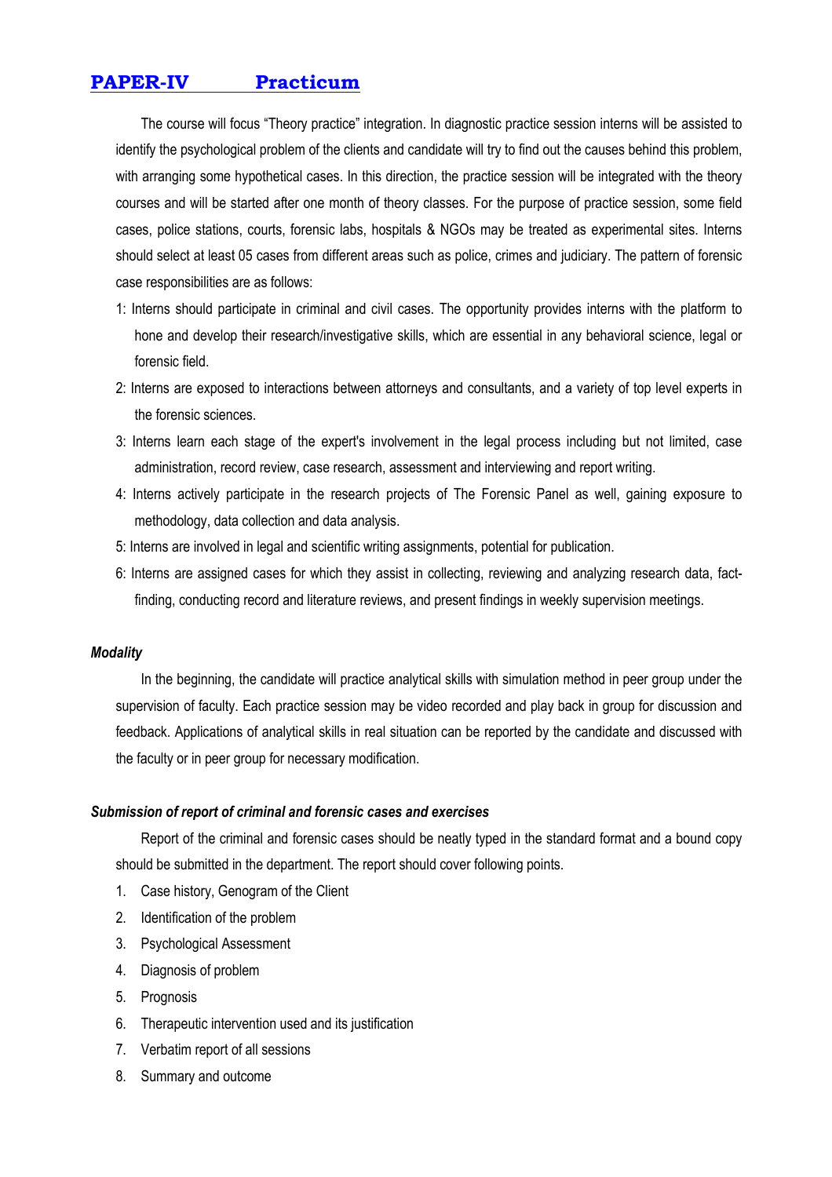## PAPER-IV Practicum

The course will focus "Theory practice" integration. In diagnostic practice session interns will be assisted to identify the psychological problem of the clients and candidate will try to find out the causes behind this problem, with arranging some hypothetical cases. In this direction, the practice session will be integrated with the theory courses and will be started after one month of theory classes. For the purpose of practice session, some field cases, police stations, courts, forensic labs, hospitals & NGOs may be treated as experimental sites. Interns should select at least 05 cases from different areas such as police, crimes and judiciary. The pattern of forensic case responsibilities are as follows:

1: Interns should participate in criminal and civil cases. The opportunity provides interns with the platform to hone and develop their research/investigative skills, which are essential in any behavioral science, legal or forensic field.

2: Interns are exposed to interactions between attorneys and consultants, and a variety of top level experts in the forensic sciences.

3: Interns learn each stage of the expert's involvement in the legal process including but not limited, case administration, record review, case research, assessment and interviewing and report writing.

4: Interns actively participate in the research projects of The Forensic Panel as well, gaining exposure to methodology, data collection and data analysis.

5: Interns are involved in legal and scientific writing assignments, potential for publication.

6: Interns are assigned cases for which they assist in collecting, reviewing and analyzing research data, fact-finding, conducting record and literature reviews, and present findings in weekly supervision meetings.

#### *Modality*

In the beginning, the candidate will practice analytical skills with simulation method in peer group under the supervision of faculty. Each practice session may be video recorded and play back in group for discussion and feedback. Applications of analytical skills in real situation can be reported by the candidate and discussed with the faculty or in peer group for necessary modification.

#### *Submission of report of criminal and forensic cases and exercises*

Report of the criminal and forensic cases should be neatly typed in the standard format and a bound copy should be submitted in the department. The report should cover following points.

1. Case history, Genogram of the Client
2. Identification of the problem
3. Psychological Assessment
4. Diagnosis of problem
5. Prognosis
6. Therapeutic intervention used and its justification
7. Verbatim report of all sessions
8. Summary and outcome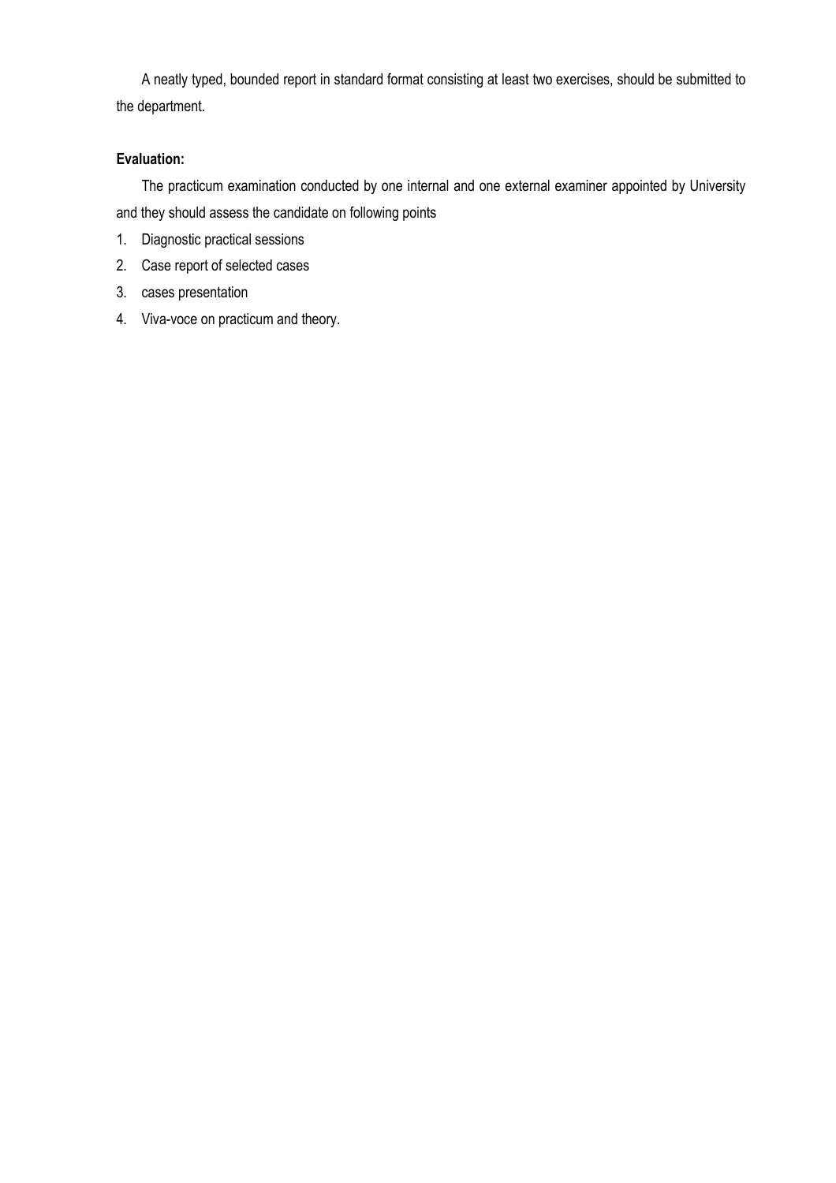A neatly typed, bounded report in standard format consisting at least two exercises, should be submitted to the department.

**Evaluation:**

The practicum examination conducted by one internal and one external examiner appointed by University and they should assess the candidate on following points

1. Diagnostic practical sessions
2. Case report of selected cases
3. cases presentation
4. Viva-voce on practicum and theory.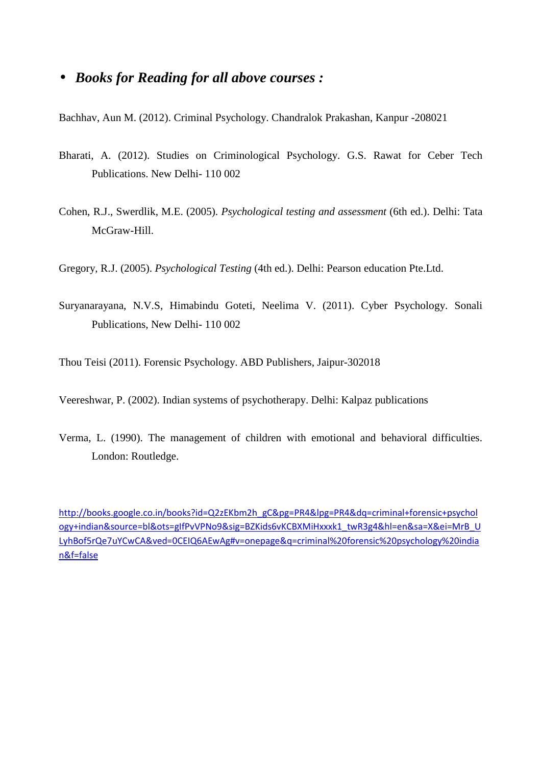- ***Books for Reading for all above courses :***

Bachhav, Aun M. (2012). Criminal Psychology. Chandralok Prakashan, Kanpur -208021

Bharati, A. (2012). Studies on Criminological Psychology. G.S. Rawat for Ceber Tech Publications. New Delhi- 110 002

Cohen, R.J., Swerdlik, M.E. (2005). *Psychological testing and assessment* (6th ed.). Delhi: Tata McGraw-Hill.

Gregory, R.J. (2005). *Psychological Testing* (4th ed.). Delhi: Pearson education Pte.Ltd.

Suryanarayana, N.V.S, Himabindu Goteti, Neelima V. (2011). Cyber Psychology. Sonali Publications, New Delhi- 110 002

Thou Teisi (2011). Forensic Psychology. ABD Publishers, Jaipur-302018

Veereshwar, P. (2002). Indian systems of psychotherapy. Delhi: Kalpaz publications

Verma, L. (1990). The management of children with emotional and behavioral difficulties. London: Routledge.

http://books.google.co.in/books?id=Q2zEKbm2h_gC&pg=PR4&lpg=PR4&dq=criminal+forensic+psychology+indian&source=bl&ots=gIfPvVPNo9&sig=BZKids6vKCBXMiHxxxk1_twR3g4&hl=en&sa=X&ei=MrB_ULyhBof5rQe7uYCwCA&ved=0CEIQ6AEwAg#v=onepage&q=criminal%20forensic%20psychology%20indian&f=false